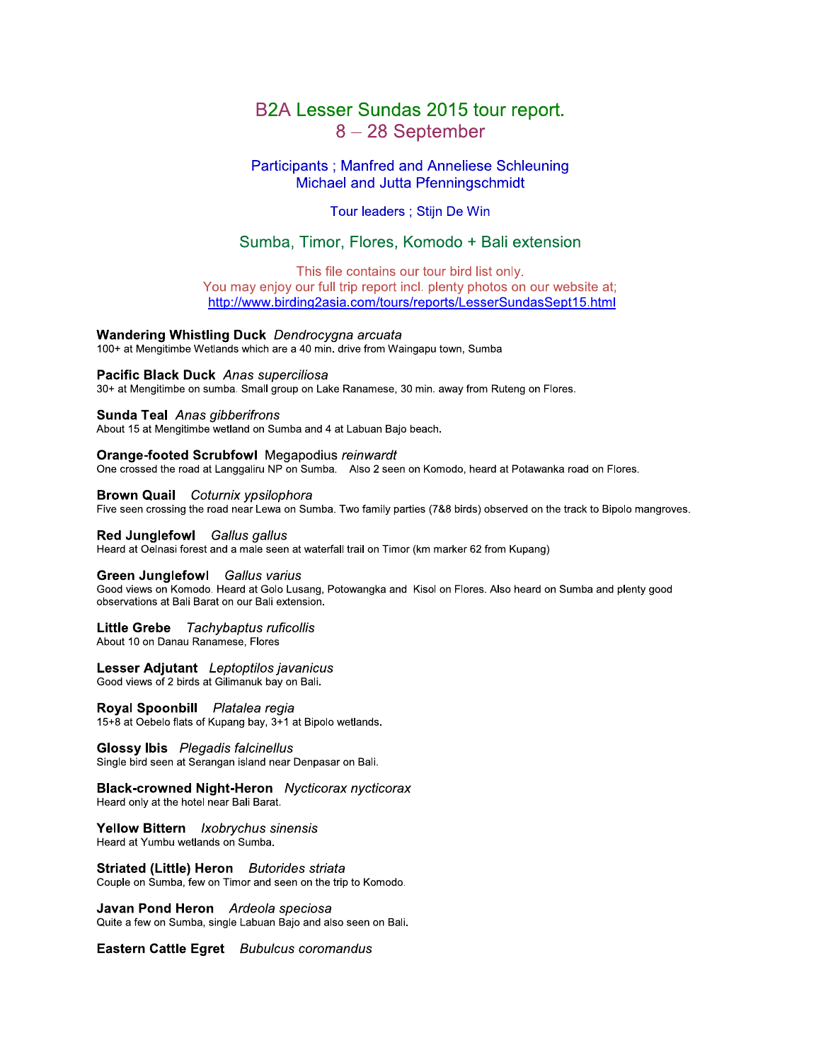# B2A Lesser Sundas 2015 tour report.
## 8 – 28 September

Participants ; Manfred and Anneliese Schleuning
Michael and Jutta Pfenningschmidt

Tour leaders ; Stijn De Win

## Sumba, Timor, Flores, Komodo + Bali extension

This file contains our tour bird list only.
You may enjoy our full trip report incl. plenty photos on our website at;
http://www.birding2asia.com/tours/reports/LesserSundasSept15.html

**Wandering Whistling Duck** *Dendrocygna arcuata*
100+ at Mengitimbe Wetlands which are a 40 min. drive from Waingapu town, Sumba

**Pacific Black Duck** *Anas superciliosa*
30+ at Mengitimbe on sumba. Small group on Lake Ranamese, 30 min. away from Ruteng on Flores.

**Sunda Teal** *Anas gibberifrons*
About 15 at Mengitimbe wetland on Sumba and 4 at Labuan Bajo beach.

**Orange-footed Scrubfowl** Megapodius *reinwardt*
One crossed the road at Langgaliru NP on Sumba. Also 2 seen on Komodo, heard at Potawanka road on Flores.

**Brown Quail** *Coturnix ypsilophora*
Five seen crossing the road near Lewa on Sumba. Two family parties (7&8 birds) observed on the track to Bipolo mangroves.

**Red Junglefowl** *Gallus gallus*
Heard at Oelnasi forest and a male seen at waterfall trail on Timor (km marker 62 from Kupang)

**Green Junglefowl** *Gallus varius*
Good views on Komodo. Heard at Golo Lusang, Potowangka and Kisol on Flores. Also heard on Sumba and plenty good observations at Bali Barat on our Bali extension.

**Little Grebe** *Tachybaptus ruficollis*
About 10 on Danau Ranamese, Flores

**Lesser Adjutant** *Leptoptilos javanicus*
Good views of 2 birds at Gilimanuk bay on Bali.

**Royal Spoonbill** *Platalea regia*
15+8 at Oebelo flats of Kupang bay, 3+1 at Bipolo wetlands.

**Glossy Ibis** *Plegadis falcinellus*
Single bird seen at Serangan island near Denpasar on Bali.

**Black-crowned Night-Heron** *Nycticorax nycticorax*
Heard only at the hotel near Bali Barat.

**Yellow Bittern** *Ixobrychus sinensis*
Heard at Yumbu wetlands on Sumba.

**Striated (Little) Heron** *Butorides striata*
Couple on Sumba, few on Timor and seen on the trip to Komodo.

**Javan Pond Heron** *Ardeola speciosa*
Quite a few on Sumba, single Labuan Bajo and also seen on Bali.

**Eastern Cattle Egret** *Bubulcus coromandus*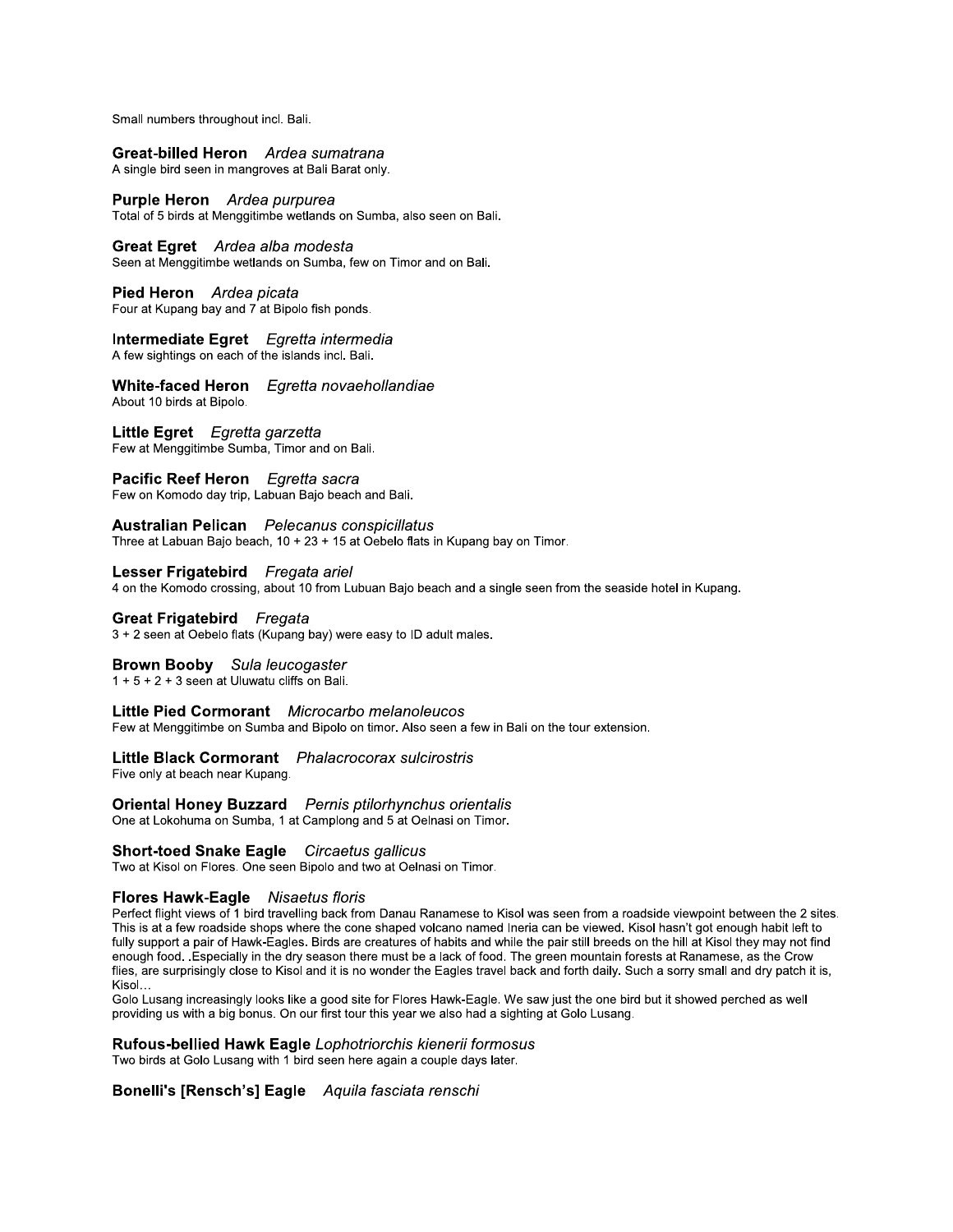Small numbers throughout incl. Bali.

**Great-billed Heron** *Ardea sumatrana*
A single bird seen in mangroves at Bali Barat only.

**Purple Heron** *Ardea purpurea*
Total of 5 birds at Menggitimbe wetlands on Sumba, also seen on Bali.

**Great Egret** *Ardea alba modesta*
Seen at Menggitimbe wetlands on Sumba, few on Timor and on Bali.

**Pied Heron** *Ardea picata*
Four at Kupang bay and 7 at Bipolo fish ponds.

**Intermediate Egret** *Egretta intermedia*
A few sightings on each of the islands incl. Bali.

**White-faced Heron** *Egretta novaehollandiae*
About 10 birds at Bipolo.

**Little Egret** *Egretta garzetta*
Few at Menggitimbe Sumba, Timor and on Bali.

**Pacific Reef Heron** *Egretta sacra*
Few on Komodo day trip, Labuan Bajo beach and Bali.

**Australian Pelican** *Pelecanus conspicillatus*
Three at Labuan Bajo beach, 10 + 23 + 15 at Oebelo flats in Kupang bay on Timor.

**Lesser Frigatebird** *Fregata ariel*
4 on the Komodo crossing, about 10 from Lubuan Bajo beach and a single seen from the seaside hotel in Kupang.

**Great Frigatebird** *Fregata*
3 + 2 seen at Oebelo flats (Kupang bay) were easy to ID adult males.

**Brown Booby** *Sula leucogaster*
1 + 5 + 2 + 3 seen at Uluwatu cliffs on Bali.

**Little Pied Cormorant** *Microcarbo melanoleucos*
Few at Menggitimbe on Sumba and Bipolo on timor. Also seen a few in Bali on the tour extension.

**Little Black Cormorant** *Phalacrocorax sulcirostris*
Five only at beach near Kupang.

**Oriental Honey Buzzard** *Pernis ptilorhynchus orientalis*
One at Lokohuma on Sumba, 1 at Camplong and 5 at Oelnasi on Timor.

**Short-toed Snake Eagle** *Circaetus gallicus*
Two at Kisol on Flores. One seen Bipolo and two at Oelnasi on Timor.

**Flores Hawk-Eagle** *Nisaetus floris*
Perfect flight views of 1 bird travelling back from Danau Ranamese to Kisol was seen from a roadside viewpoint between the 2 sites. This is at a few roadside shops where the cone shaped volcano named Ineria can be viewed. Kisol hasn't got enough habit left to fully support a pair of Hawk-Eagles. Birds are creatures of habits and while the pair still breeds on the hill at Kisol they may not find enough food. .Especially in the dry season there must be a lack of food. The green mountain forests at Ranamese, as the Crow flies, are surprisingly close to Kisol and it is no wonder the Eagles travel back and forth daily. Such a sorry small and dry patch it is, Kisol…
Golo Lusang increasingly looks like a good site for Flores Hawk-Eagle. We saw just the one bird but it showed perched as well providing us with a big bonus. On our first tour this year we also had a sighting at Golo Lusang.

**Rufous-bellied Hawk Eagle** *Lophotriorchis kienerii formosus*
Two birds at Golo Lusang with 1 bird seen here again a couple days later.

**Bonelli's [Rensch's] Eagle** *Aquila fasciata renschi*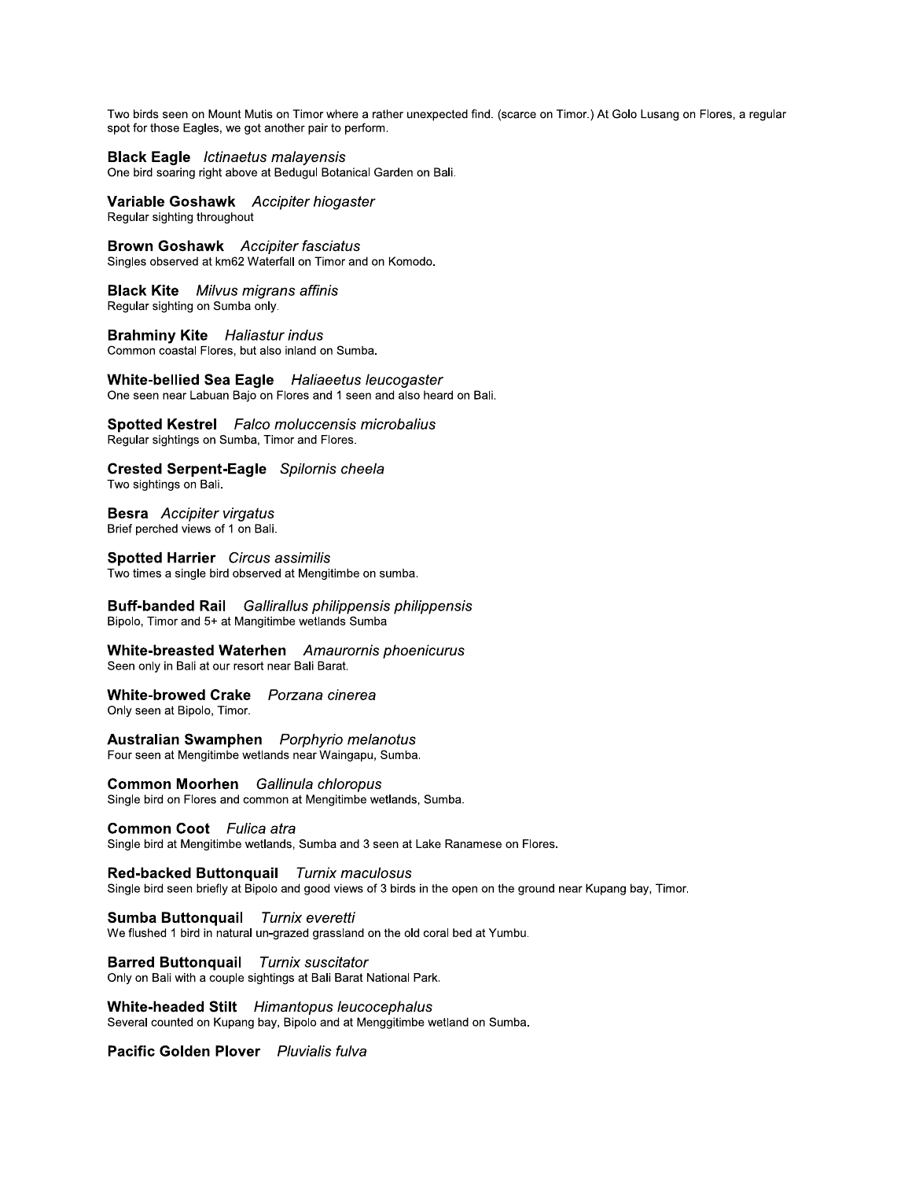Two birds seen on Mount Mutis on Timor where a rather unexpected find. (scarce on Timor.) At Golo Lusang on Flores, a regular spot for those Eagles, we got another pair to perform.

**Black Eagle** *Ictinaetus malayensis*
One bird soaring right above at Bedugul Botanical Garden on Bali.

**Variable Goshawk** *Accipiter hiogaster*
Regular sighting throughout

**Brown Goshawk** *Accipiter fasciatus*
Singles observed at km62 Waterfall on Timor and on Komodo.

**Black Kite** *Milvus migrans affinis*
Regular sighting on Sumba only.

**Brahminy Kite** *Haliastur indus*
Common coastal Flores, but also inland on Sumba.

**White-bellied Sea Eagle** *Haliaeetus leucogaster*
One seen near Labuan Bajo on Flores and 1 seen and also heard on Bali.

**Spotted Kestrel** *Falco moluccensis microbalius*
Regular sightings on Sumba, Timor and Flores.

**Crested Serpent-Eagle** *Spilornis cheela*
Two sightings on Bali.

**Besra** *Accipiter virgatus*
Brief perched views of 1 on Bali.

**Spotted Harrier** *Circus assimilis*
Two times a single bird observed at Mengitimbe on sumba.

**Buff-banded Rail** *Gallirallus philippensis philippensis*
Bipolo, Timor and 5+ at Mangitimbe wetlands Sumba

**White-breasted Waterhen** *Amaurornis phoenicurus*
Seen only in Bali at our resort near Bali Barat.

**White-browed Crake** *Porzana cinerea*
Only seen at Bipolo, Timor.

**Australian Swamphen** *Porphyrio melanotus*
Four seen at Mengitimbe wetlands near Waingapu, Sumba.

**Common Moorhen** *Gallinula chloropus*
Single bird on Flores and common at Mengitimbe wetlands, Sumba.

**Common Coot** *Fulica atra*
Single bird at Mengitimbe wetlands, Sumba and 3 seen at Lake Ranamese on Flores.

**Red-backed Buttonquail** *Turnix maculosus*
Single bird seen briefly at Bipolo and good views of 3 birds in the open on the ground near Kupang bay, Timor.

**Sumba Buttonquail** *Turnix everetti*
We flushed 1 bird in natural un-grazed grassland on the old coral bed at Yumbu.

**Barred Buttonquail** *Turnix suscitator*
Only on Bali with a couple sightings at Bali Barat National Park.

**White-headed Stilt** *Himantopus leucocephalus*
Several counted on Kupang bay, Bipolo and at Menggitimbe wetland on Sumba.

**Pacific Golden Plover** *Pluvialis fulva*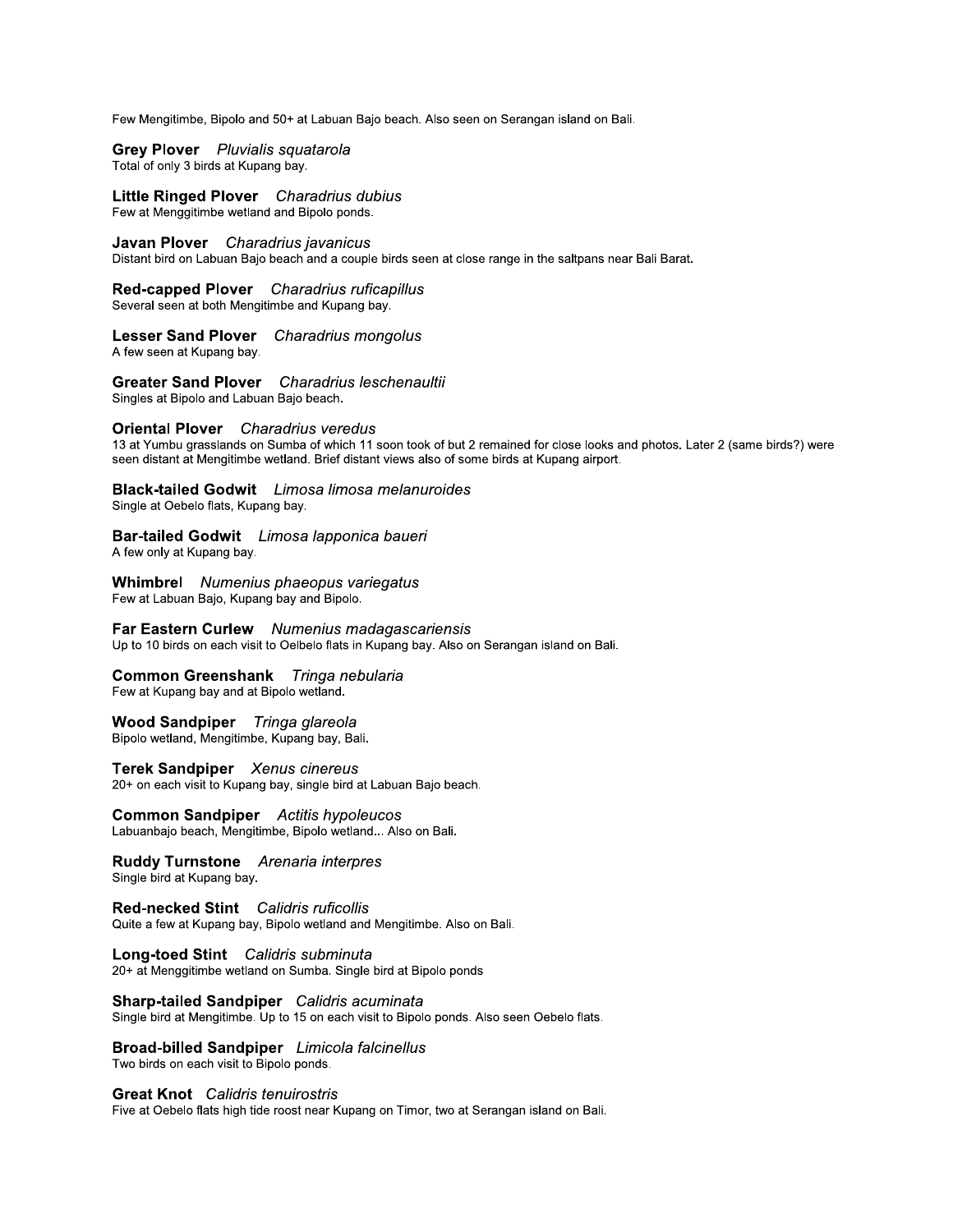Few Mengitimbe, Bipolo and 50+ at Labuan Bajo beach. Also seen on Serangan island on Bali.

**Grey Plover** *Pluvialis squatarola*
Total of only 3 birds at Kupang bay.

**Little Ringed Plover** *Charadrius dubius*
Few at Menggitimbe wetland and Bipolo ponds.

**Javan Plover** *Charadrius javanicus*
Distant bird on Labuan Bajo beach and a couple birds seen at close range in the saltpans near Bali Barat.

**Red-capped Plover** *Charadrius ruficapillus*
Several seen at both Mengitimbe and Kupang bay.

**Lesser Sand Plover** *Charadrius mongolus*
A few seen at Kupang bay.

**Greater Sand Plover** *Charadrius leschenaultii*
Singles at Bipolo and Labuan Bajo beach.

**Oriental Plover** *Charadrius veredus*
13 at Yumbu grasslands on Sumba of which 11 soon took of but 2 remained for close looks and photos. Later 2 (same birds?) were seen distant at Mengitimbe wetland. Brief distant views also of some birds at Kupang airport.

**Black-tailed Godwit** *Limosa limosa melanuroides*
Single at Oebelo flats, Kupang bay.

**Bar-tailed Godwit** *Limosa lapponica baueri*
A few only at Kupang bay.

**Whimbrel** *Numenius phaeopus variegatus*
Few at Labuan Bajo, Kupang bay and Bipolo.

**Far Eastern Curlew** *Numenius madagascariensis*
Up to 10 birds on each visit to Oelbelo flats in Kupang bay. Also on Serangan island on Bali.

**Common Greenshank** *Tringa nebularia*
Few at Kupang bay and at Bipolo wetland.

**Wood Sandpiper** *Tringa glareola*
Bipolo wetland, Mengitimbe, Kupang bay, Bali.

**Terek Sandpiper** *Xenus cinereus*
20+ on each visit to Kupang bay, single bird at Labuan Bajo beach.

**Common Sandpiper** *Actitis hypoleucos*
Labuanbajo beach, Mengitimbe, Bipolo wetland... Also on Bali.

**Ruddy Turnstone** *Arenaria interpres*
Single bird at Kupang bay.

**Red-necked Stint** *Calidris ruficollis*
Quite a few at Kupang bay, Bipolo wetland and Mengitimbe. Also on Bali.

**Long-toed Stint** *Calidris subminuta*
20+ at Menggitimbe wetland on Sumba. Single bird at Bipolo ponds

**Sharp-tailed Sandpiper** *Calidris acuminata*
Single bird at Mengitimbe. Up to 15 on each visit to Bipolo ponds. Also seen Oebelo flats.

**Broad-billed Sandpiper** *Limicola falcinellus*
Two birds on each visit to Bipolo ponds.

**Great Knot** *Calidris tenuirostris*
Five at Oebelo flats high tide roost near Kupang on Timor, two at Serangan island on Bali.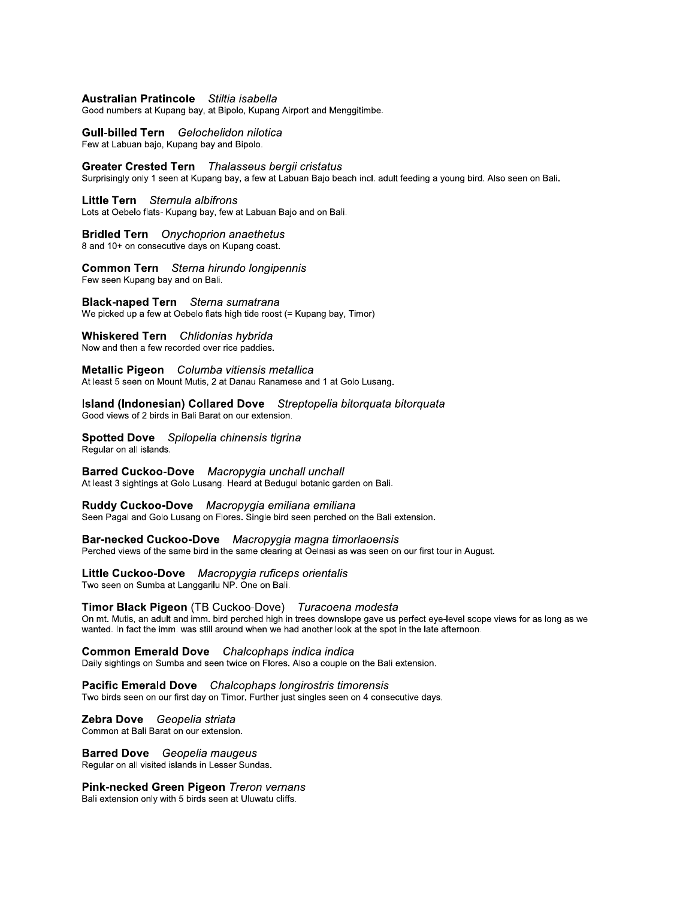**Australian Pratincole** *Stiltia isabella*
Good numbers at Kupang bay, at Bipolo, Kupang Airport and Menggitimbe.

**Gull-billed Tern** *Gelochelidon nilotica*
Few at Labuan bajo, Kupang bay and Bipolo.

**Greater Crested Tern** *Thalasseus bergii cristatus*
Surprisingly only 1 seen at Kupang bay, a few at Labuan Bajo beach incl. adult feeding a young bird. Also seen on Bali.

**Little Tern** *Sternula albifrons*
Lots at Oebelo flats- Kupang bay, few at Labuan Bajo and on Bali.

**Bridled Tern** *Onychoprion anaethetus*
8 and 10+ on consecutive days on Kupang coast.

**Common Tern** *Sterna hirundo longipennis*
Few seen Kupang bay and on Bali.

**Black-naped Tern** *Sterna sumatrana*
We picked up a few at Oebelo flats high tide roost (= Kupang bay, Timor)

**Whiskered Tern** *Chlidonias hybrida*
Now and then a few recorded over rice paddies.

**Metallic Pigeon** *Columba vitiensis metallica*
At least 5 seen on Mount Mutis, 2 at Danau Ranamese and 1 at Golo Lusang.

**Island (Indonesian) Collared Dove** *Streptopelia bitorquata bitorquata*
Good views of 2 birds in Bali Barat on our extension.

**Spotted Dove** *Spilopelia chinensis tigrina*
Regular on all islands.

**Barred Cuckoo-Dove** *Macropygia unchall unchall*
At least 3 sightings at Golo Lusang. Heard at Bedugul botanic garden on Bali.

**Ruddy Cuckoo-Dove** *Macropygia emiliana emiliana*
Seen Pagal and Golo Lusang on Flores. Single bird seen perched on the Bali extension.

**Bar-necked Cuckoo-Dove** *Macropygia magna timorlaoensis*
Perched views of the same bird in the same clearing at Oelnasi as was seen on our first tour in August.

**Little Cuckoo-Dove** *Macropygia ruficeps orientalis*
Two seen on Sumba at Langgarilu NP. One on Bali.

**Timor Black Pigeon** (TB Cuckoo-Dove) *Turacoena modesta*
On mt. Mutis, an adult and imm. bird perched high in trees downslope gave us perfect eye-level scope views for as long as we wanted. In fact the imm. was still around when we had another look at the spot in the late afternoon.

**Common Emerald Dove** *Chalcophaps indica indica*
Daily sightings on Sumba and seen twice on Flores. Also a couple on the Bali extension.

**Pacific Emerald Dove** *Chalcophaps longirostris timorensis*
Two birds seen on our first day on Timor. Further just singles seen on 4 consecutive days.

**Zebra Dove** *Geopelia striata*
Common at Bali Barat on our extension.

**Barred Dove** *Geopelia maugeus*
Regular on all visited islands in Lesser Sundas.

**Pink-necked Green Pigeon** *Treron vernans*
Bali extension only with 5 birds seen at Uluwatu cliffs.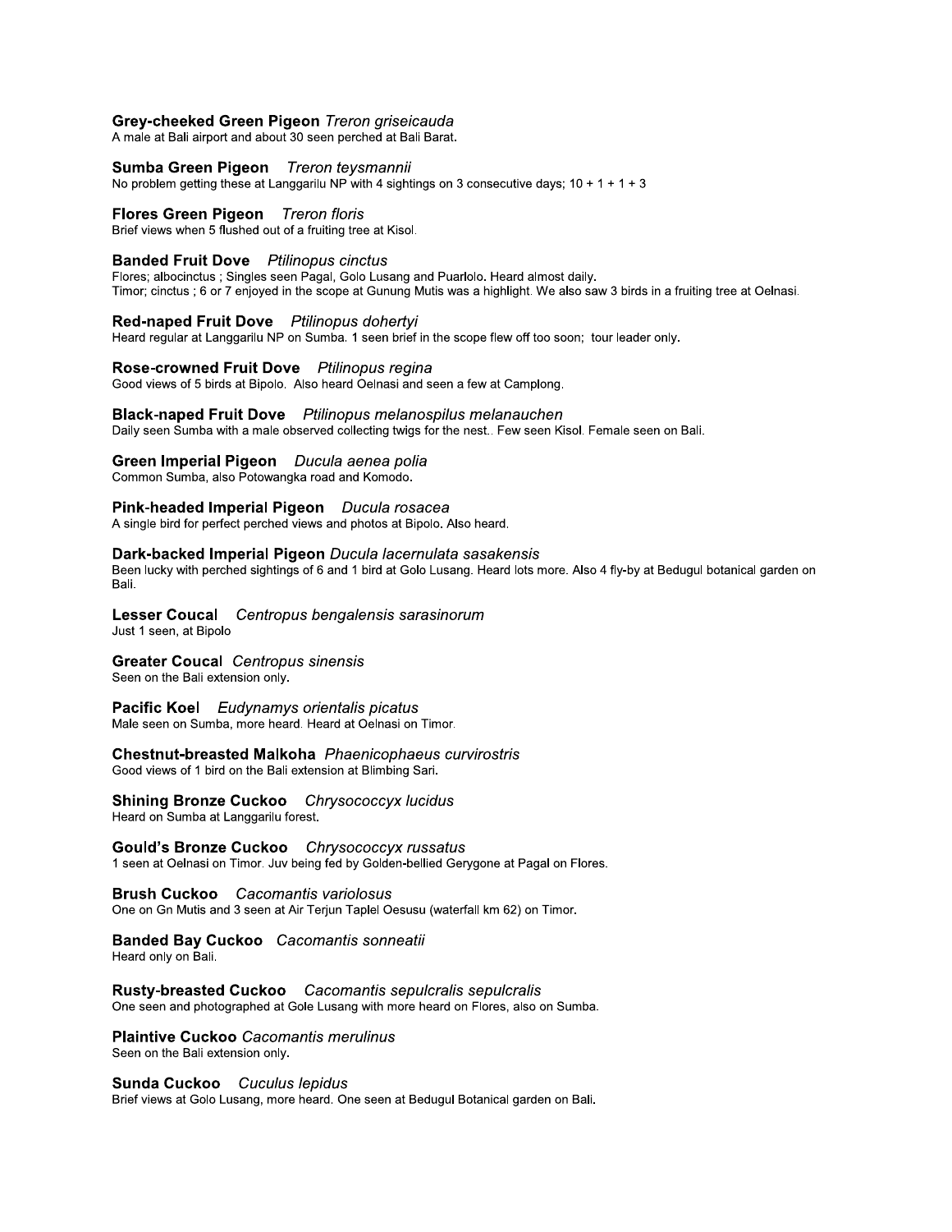**Grey-cheeked Green Pigeon** *Treron griseicauda*
A male at Bali airport and about 30 seen perched at Bali Barat.

**Sumba Green Pigeon** *Treron teysmannii*
No problem getting these at Langgarilu NP with 4 sightings on 3 consecutive days; 10 + 1 + 1 + 3

**Flores Green Pigeon** *Treron floris*
Brief views when 5 flushed out of a fruiting tree at Kisol.

**Banded Fruit Dove** *Ptilinopus cinctus*
Flores; albocinctus ; Singles seen Pagal, Golo Lusang and Puarlolo. Heard almost daily.
Timor; cinctus ; 6 or 7 enjoyed in the scope at Gunung Mutis was a highlight. We also saw 3 birds in a fruiting tree at Oelnasi.

**Red-naped Fruit Dove** *Ptilinopus dohertyi*
Heard regular at Langgarilu NP on Sumba. 1 seen brief in the scope flew off too soon; tour leader only.

**Rose-crowned Fruit Dove** *Ptilinopus regina*
Good views of 5 birds at Bipolo. Also heard Oelnasi and seen a few at Camplong.

**Black-naped Fruit Dove** *Ptilinopus melanospilus melanauchen*
Daily seen Sumba with a male observed collecting twigs for the nest.. Few seen Kisol. Female seen on Bali.

**Green Imperial Pigeon** *Ducula aenea polia*
Common Sumba, also Potowangka road and Komodo.

**Pink-headed Imperial Pigeon** *Ducula rosacea*
A single bird for perfect perched views and photos at Bipolo. Also heard.

**Dark-backed Imperial Pigeon** *Ducula lacernulata sasakensis*
Been lucky with perched sightings of 6 and 1 bird at Golo Lusang. Heard lots more. Also 4 fly-by at Bedugul botanical garden on Bali.

**Lesser Coucal** *Centropus bengalensis sarasinorum*
Just 1 seen, at Bipolo

**Greater Coucal** *Centropus sinensis*
Seen on the Bali extension only.

**Pacific Koel** *Eudynamys orientalis picatus*
Male seen on Sumba, more heard. Heard at Oelnasi on Timor.

**Chestnut-breasted Malkoha** *Phaenicophaeus curvirostris*
Good views of 1 bird on the Bali extension at Blimbing Sari.

**Shining Bronze Cuckoo** *Chrysococcyx lucidus*
Heard on Sumba at Langgarilu forest.

**Gould's Bronze Cuckoo** *Chrysococcyx russatus*
1 seen at Oelnasi on Timor. Juv being fed by Golden-bellied Gerygone at Pagal on Flores.

**Brush Cuckoo** *Cacomantis variolosus*
One on Gn Mutis and 3 seen at Air Terjun Taplel Oesusu (waterfall km 62) on Timor.

**Banded Bay Cuckoo** *Cacomantis sonneatii*
Heard only on Bali.

**Rusty-breasted Cuckoo** *Cacomantis sepulcralis sepulcralis*
One seen and photographed at Gole Lusang with more heard on Flores, also on Sumba.

**Plaintive Cuckoo** *Cacomantis merulinus*
Seen on the Bali extension only.

**Sunda Cuckoo** *Cuculus lepidus*
Brief views at Golo Lusang, more heard. One seen at Bedugul Botanical garden on Bali.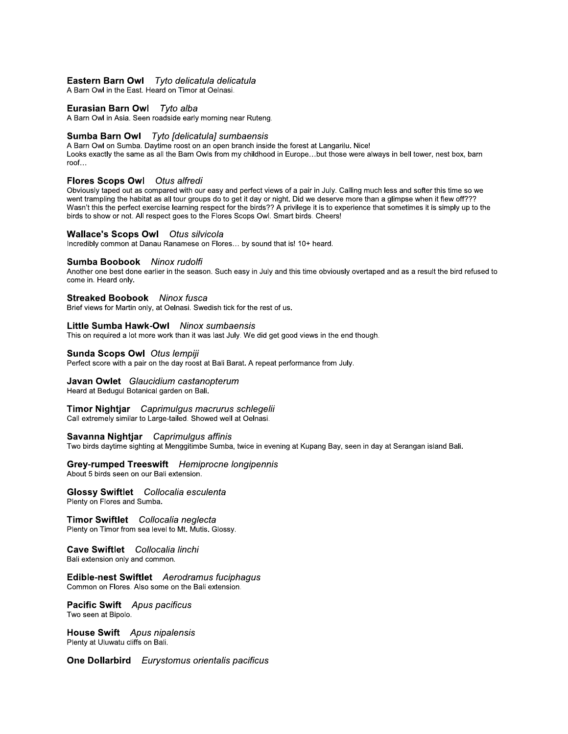**Eastern Barn Owl** *Tyto delicatula delicatula*
A Barn Owl in the East. Heard on Timor at Oelnasi.

**Eurasian Barn Owl** *Tyto alba*
A Barn Owl in Asia. Seen roadside early morning near Ruteng.

**Sumba Barn Owl** *Tyto [delicatula] sumbaensis*
A Barn Owl on Sumba. Daytime roost on an open branch inside the forest at Langarilu. Nice!
Looks exactly the same as all the Barn Owls from my childhood in Europe…but those were always in bell tower, nest box, barn roof…

**Flores Scops Owl** *Otus alfredi*
Obviously taped out as compared with our easy and perfect views of a pair in July. Calling much less and softer this time so we went trampling the habitat as all tour groups do to get it day or night. Did we deserve more than a glimpse when it flew off??? Wasn't this the perfect exercise learning respect for the birds?? A privilege it is to experience that sometimes it is simply up to the birds to show or not. All respect goes to the Flores Scops Owl. Smart birds. Cheers!

**Wallace's Scops Owl** *Otus silvicola*
Incredibly common at Danau Ranamese on Flores… by sound that is! 10+ heard.

**Sumba Boobook** *Ninox rudolfi*
Another one best done earlier in the season. Such easy in July and this time obviously overtaped and as a result the bird refused to come in. Heard only.

**Streaked Boobook** *Ninox fusca*
Brief views for Martin only, at Oelnasi. Swedish tick for the rest of us.

**Little Sumba Hawk-Owl** *Ninox sumbaensis*
This on required a lot more work than it was last July. We did get good views in the end though.

**Sunda Scops Owl** *Otus lempiji*
Perfect score with a pair on the day roost at Bali Barat. A repeat performance from July.

**Javan Owlet** *Glaucidium castanopterum*
Heard at Bedugul Botanical garden on Bali.

**Timor Nightjar** *Caprimulgus macrurus schlegelii*
Call extremely similar to Large-tailed. Showed well at Oelnasi.

**Savanna Nightjar** *Caprimulgus affinis*
Two birds daytime sighting at Menggitimbe Sumba, twice in evening at Kupang Bay, seen in day at Serangan island Bali.

**Grey-rumped Treeswift** *Hemiprocne longipennis*
About 5 birds seen on our Bali extension.

**Glossy Swiftlet** *Collocalia esculenta*
Plenty on Flores and Sumba.

**Timor Swiftlet** *Collocalia neglecta*
Plenty on Timor from sea level to Mt. Mutis. Glossy.

**Cave Swiftlet** *Collocalia linchi*
Bali extension only and common.

**Edible-nest Swiftlet** *Aerodramus fuciphagus*
Common on Flores. Also some on the Bali extension.

**Pacific Swift** *Apus pacificus*
Two seen at Bipolo.

**House Swift** *Apus nipalensis*
Plenty at Uluwatu cliffs on Bali.

**One Dollarbird** *Eurystomus orientalis pacificus*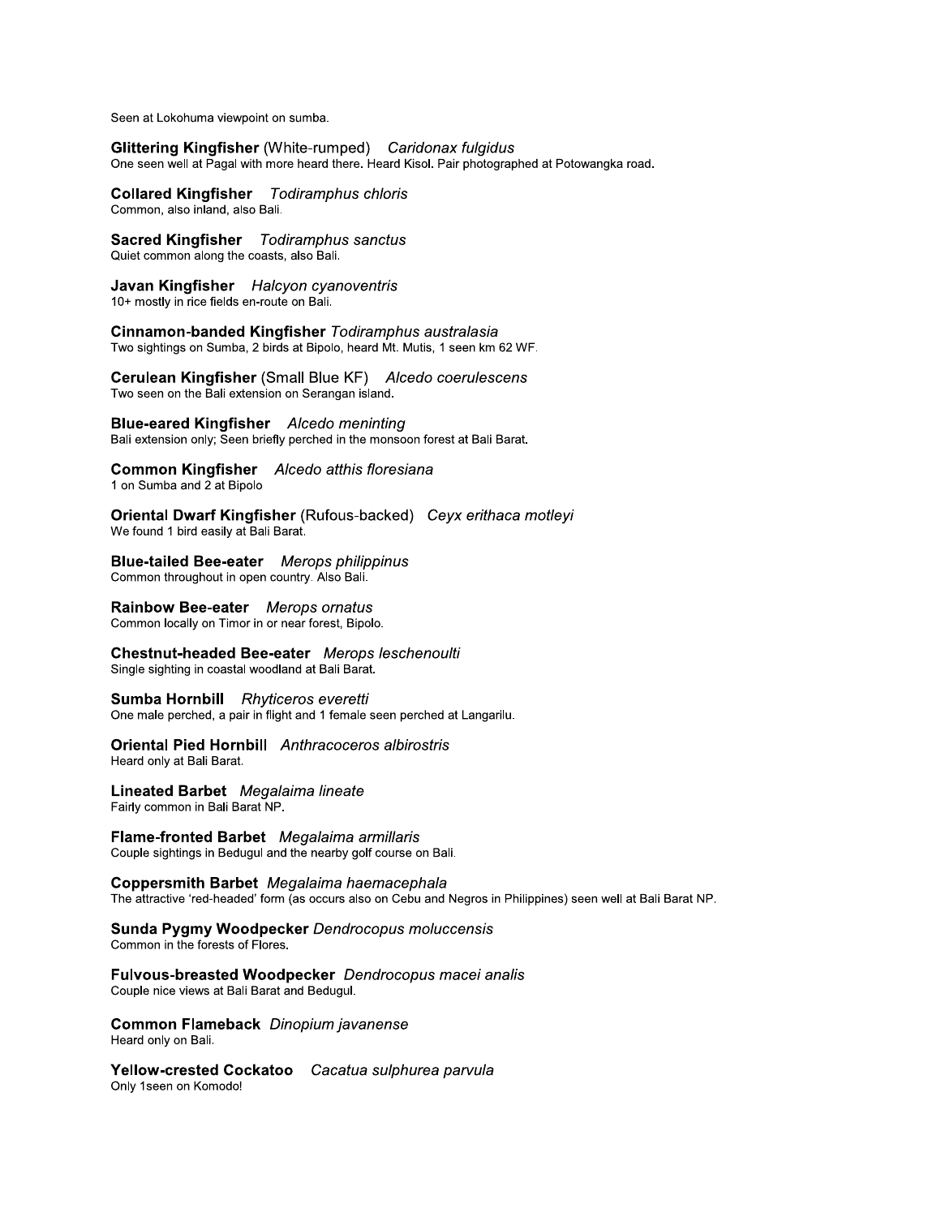Seen at Lokohuma viewpoint on sumba.

**Glittering Kingfisher** (White-rumped) *Caridonax fulgidus*
One seen well at Pagal with more heard there. Heard Kisol. Pair photographed at Potowangka road.

**Collared Kingfisher** *Todiramphus chloris*
Common, also inland, also Bali.

**Sacred Kingfisher** *Todiramphus sanctus*
Quiet common along the coasts, also Bali.

**Javan Kingfisher** *Halcyon cyanoventris*
10+ mostly in rice fields en-route on Bali.

**Cinnamon-banded Kingfisher** *Todiramphus australasia*
Two sightings on Sumba, 2 birds at Bipolo, heard Mt. Mutis, 1 seen km 62 WF.

**Cerulean Kingfisher** (Small Blue KF) *Alcedo coerulescens*
Two seen on the Bali extension on Serangan island.

**Blue-eared Kingfisher** *Alcedo meninting*
Bali extension only; Seen briefly perched in the monsoon forest at Bali Barat.

**Common Kingfisher** *Alcedo atthis floresiana*
1 on Sumba and 2 at Bipolo

**Oriental Dwarf Kingfisher** (Rufous-backed) *Ceyx erithaca motleyi*
We found 1 bird easily at Bali Barat.

**Blue-tailed Bee-eater** *Merops philippinus*
Common throughout in open country. Also Bali.

**Rainbow Bee-eater** *Merops ornatus*
Common locally on Timor in or near forest, Bipolo.

**Chestnut-headed Bee-eater** *Merops leschenoulti*
Single sighting in coastal woodland at Bali Barat.

**Sumba Hornbill** *Rhyticeros everetti*
One male perched, a pair in flight and 1 female seen perched at Langarilu.

**Oriental Pied Hornbill** *Anthracoceros albirostris*
Heard only at Bali Barat.

**Lineated Barbet** *Megalaima lineate*
Fairly common in Bali Barat NP.

**Flame-fronted Barbet** *Megalaima armillaris*
Couple sightings in Bedugul and the nearby golf course on Bali.

**Coppersmith Barbet** *Megalaima haemacephala*
The attractive 'red-headed' form (as occurs also on Cebu and Negros in Philippines) seen well at Bali Barat NP.

**Sunda Pygmy Woodpecker** *Dendrocopus moluccensis*
Common in the forests of Flores.

**Fulvous-breasted Woodpecker** *Dendrocopus macei analis*
Couple nice views at Bali Barat and Bedugul.

**Common Flameback** *Dinopium javanense*
Heard only on Bali.

**Yellow-crested Cockatoo** *Cacatua sulphurea parvula*
Only 1seen on Komodo!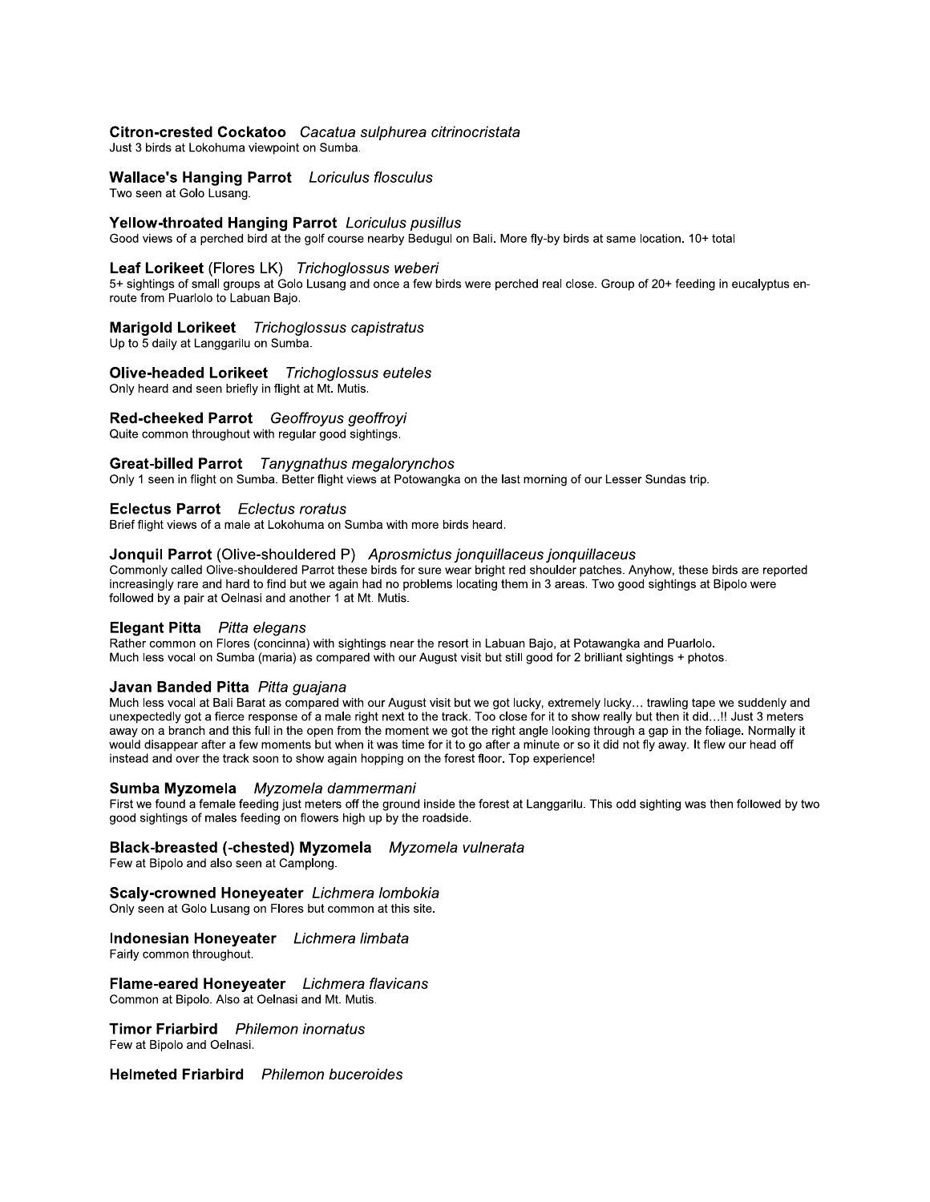**Citron-crested Cockatoo** *Cacatua sulphurea citrinocristata*
Just 3 birds at Lokohuma viewpoint on Sumba.

**Wallace's Hanging Parrot** *Loriculus flosculus*
Two seen at Golo Lusang.

**Yellow-throated Hanging Parrot** *Loriculus pusillus*
Good views of a perched bird at the golf course nearby Bedugul on Bali. More fly-by birds at same location. 10+ total

**Leaf Lorikeet** (Flores LK) *Trichoglossus weberi*
5+ sightings of small groups at Golo Lusang and once a few birds were perched real close. Group of 20+ feeding in eucalyptus en-route from Puarlolo to Labuan Bajo.

**Marigold Lorikeet** *Trichoglossus capistratus*
Up to 5 daily at Langgarilu on Sumba.

**Olive-headed Lorikeet** *Trichoglossus euteles*
Only heard and seen briefly in flight at Mt. Mutis.

**Red-cheeked Parrot** *Geoffroyus geoffroyi*
Quite common throughout with regular good sightings.

**Great-billed Parrot** *Tanygnathus megalorynchos*
Only 1 seen in flight on Sumba. Better flight views at Potowangka on the last morning of our Lesser Sundas trip.

**Eclectus Parrot** *Eclectus roratus*
Brief flight views of a male at Lokohuma on Sumba with more birds heard.

**Jonquil Parrot** (Olive-shouldered P) *Aprosmictus jonquillaceus jonquillaceus*
Commonly called Olive-shouldered Parrot these birds for sure wear bright red shoulder patches. Anyhow, these birds are reported increasingly rare and hard to find but we again had no problems locating them in 3 areas. Two good sightings at Bipolo were followed by a pair at Oelnasi and another 1 at Mt. Mutis.

**Elegant Pitta** *Pitta elegans*
Rather common on Flores (concinna) with sightings near the resort in Labuan Bajo, at Potawangka and Puarlolo.
Much less vocal on Sumba (maria) as compared with our August visit but still good for 2 brilliant sightings + photos.

**Javan Banded Pitta** *Pitta guajana*
Much less vocal at Bali Barat as compared with our August visit but we got lucky, extremely lucky… trawling tape we suddenly and unexpectedly got a fierce response of a male right next to the track. Too close for it to show really but then it did…!! Just 3 meters away on a branch and this full in the open from the moment we got the right angle looking through a gap in the foliage. Normally it would disappear after a few moments but when it was time for it to go after a minute or so it did not fly away. It flew our head off instead and over the track soon to show again hopping on the forest floor. Top experience!

**Sumba Myzomela** *Myzomela dammermani*
First we found a female feeding just meters off the ground inside the forest at Langgarilu. This odd sighting was then followed by two good sightings of males feeding on flowers high up by the roadside.

**Black-breasted (-chested) Myzomela** *Myzomela vulnerata*
Few at Bipolo and also seen at Camplong.

**Scaly-crowned Honeyeater** *Lichmera lombokia*
Only seen at Golo Lusang on Flores but common at this site.

**Indonesian Honeyeater** *Lichmera limbata*
Fairly common throughout.

**Flame-eared Honeyeater** *Lichmera flavicans*
Common at Bipolo. Also at Oelnasi and Mt. Mutis.

**Timor Friarbird** *Philemon inornatus*
Few at Bipolo and Oelnasi.

**Helmeted Friarbird** *Philemon buceroides*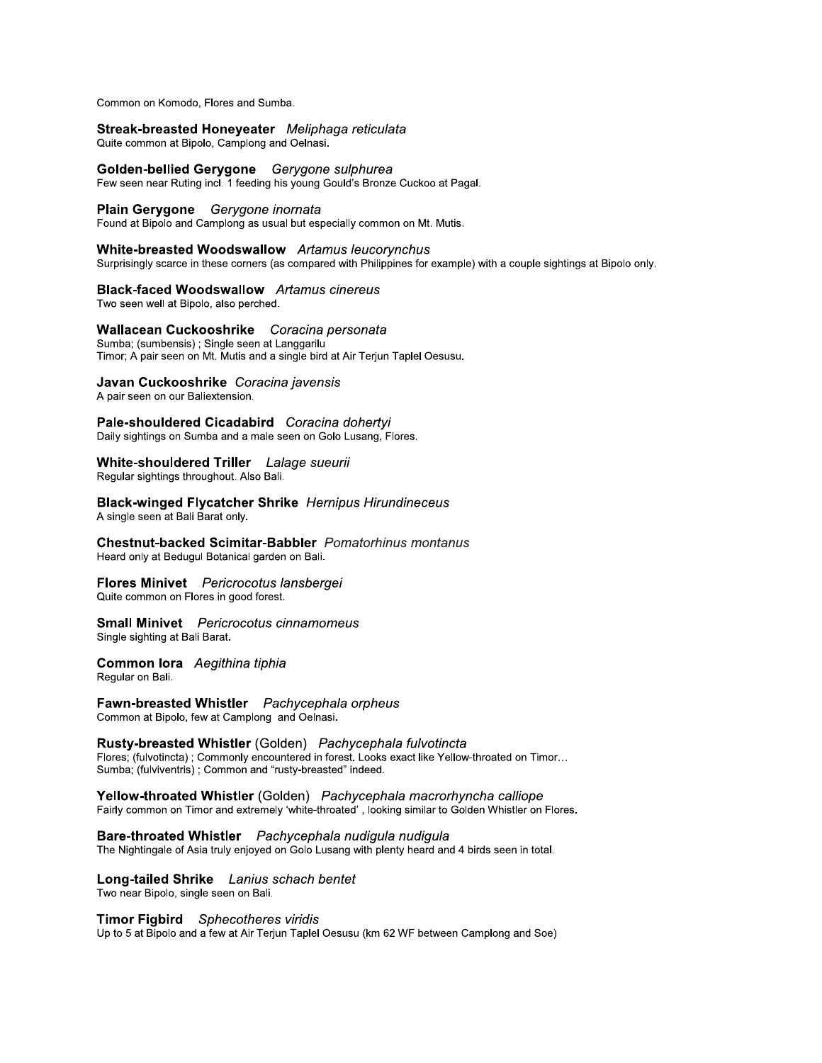Common on Komodo, Flores and Sumba.

**Streak-breasted Honeyeater** *Meliphaga reticulata*
Quite common at Bipolo, Camplong and Oelnasi.

**Golden-bellied Gerygone** *Gerygone sulphurea*
Few seen near Ruting incl. 1 feeding his young Gould's Bronze Cuckoo at Pagal.

**Plain Gerygone** *Gerygone inornata*
Found at Bipolo and Camplong as usual but especially common on Mt. Mutis.

**White-breasted Woodswallow** *Artamus leucorynchus*
Surprisingly scarce in these corners (as compared with Philippines for example) with a couple sightings at Bipolo only.

**Black-faced Woodswallow** *Artamus cinereus*
Two seen well at Bipolo, also perched.

**Wallacean Cuckooshrike** *Coracina personata*
Sumba; (sumbensis) ; Single seen at Langgarilu
Timor; A pair seen on Mt. Mutis and a single bird at Air Terjun Taplel Oesusu.

**Javan Cuckooshrike** *Coracina javensis*
A pair seen on our Baliextension.

**Pale-shouldered Cicadabird** *Coracina dohertyi*
Daily sightings on Sumba and a male seen on Golo Lusang, Flores.

**White-shouldered Triller** *Lalage sueurii*
Regular sightings throughout. Also Bali.

**Black-winged Flycatcher Shrike** *Hernipus Hirundineceus*
A single seen at Bali Barat only.

**Chestnut-backed Scimitar-Babbler** *Pomatorhinus montanus*
Heard only at Bedugul Botanical garden on Bali.

**Flores Minivet** *Pericrocotus lansbergei*
Quite common on Flores in good forest.

**Small Minivet** *Pericrocotus cinnamomeus*
Single sighting at Bali Barat.

**Common Iora** *Aegithina tiphia*
Regular on Bali.

**Fawn-breasted Whistler** *Pachycephala orpheus*
Common at Bipolo, few at Camplong and Oelnasi.

**Rusty-breasted Whistler** (Golden) *Pachycephala fulvotincta*
Flores; (fulvotincta) ; Commonly encountered in forest. Looks exact like Yellow-throated on Timor…
Sumba; (fulviventris) ; Common and "rusty-breasted" indeed.

**Yellow-throated Whistler** (Golden) *Pachycephala macrorhyncha calliope*
Fairly common on Timor and extremely 'white-throated' , looking similar to Golden Whistler on Flores.

**Bare-throated Whistler** *Pachycephala nudigula nudigula*
The Nightingale of Asia truly enjoyed on Golo Lusang with plenty heard and 4 birds seen in total.

**Long-tailed Shrike** *Lanius schach bentet*
Two near Bipolo, single seen on Bali.

**Timor Figbird** *Sphecotheres viridis*
Up to 5 at Bipolo and a few at Air Terjun Taplel Oesusu (km 62 WF between Camplong and Soe)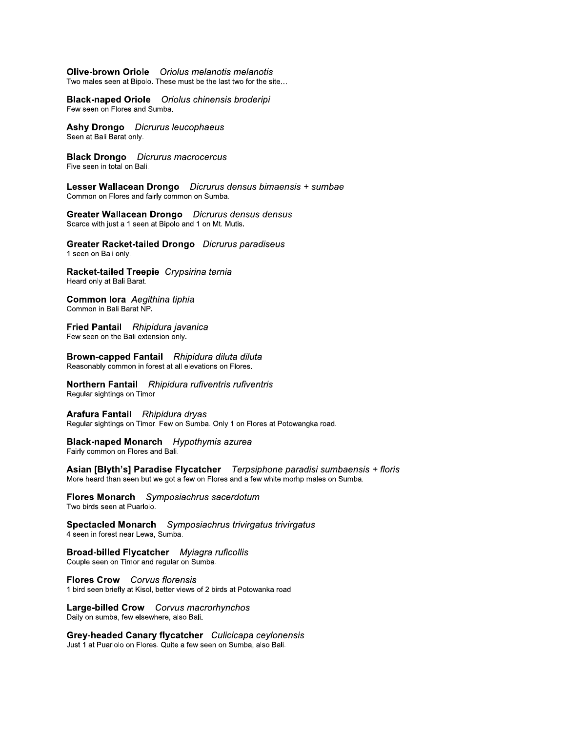**Olive-brown Oriole** *Oriolus melanotis melanotis*
Two males seen at Bipolo. These must be the last two for the site…

**Black-naped Oriole** *Oriolus chinensis broderipi*
Few seen on Flores and Sumba.

**Ashy Drongo** *Dicrurus leucophaeus*
Seen at Bali Barat only.

**Black Drongo** *Dicrurus macrocercus*
Five seen in total on Bali.

**Lesser Wallacean Drongo** *Dicrurus densus bimaensis + sumbae*
Common on Flores and fairly common on Sumba.

**Greater Wallacean Drongo** *Dicrurus densus densus*
Scarce with just a 1 seen at Bipolo and 1 on Mt. Mutis.

**Greater Racket-tailed Drongo** *Dicrurus paradiseus*
1 seen on Bali only.

**Racket-tailed Treepie** *Crypsirina ternia*
Heard only at Bali Barat.

**Common Iora** *Aegithina tiphia*
Common in Bali Barat NP.

**Fried Pantail** *Rhipidura javanica*
Few seen on the Bali extension only.

**Brown-capped Fantail** *Rhipidura diluta diluta*
Reasonably common in forest at all elevations on Flores.

**Northern Fantail** *Rhipidura rufiventris rufiventris*
Regular sightings on Timor.

**Arafura Fantail** *Rhipidura dryas*
Regular sightings on Timor. Few on Sumba. Only 1 on Flores at Potowangka road.

**Black-naped Monarch** *Hypothymis azurea*
Fairly common on Flores and Bali.

**Asian [Blyth's] Paradise Flycatcher** *Terpsiphone paradisi sumbaensis + floris*
More heard than seen but we got a few on Flores and a few white morhp males on Sumba.

**Flores Monarch** *Symposiachrus sacerdotum*
Two birds seen at Puarlolo.

**Spectacled Monarch** *Symposiachrus trivirgatus trivirgatus*
4 seen in forest near Lewa, Sumba.

**Broad-billed Flycatcher** *Myiagra ruficollis*
Couple seen on Timor and regular on Sumba.

**Flores Crow** *Corvus florensis*
1 bird seen briefly at Kisol, better views of 2 birds at Potowanka road

**Large-billed Crow** *Corvus macrorhynchos*
Daily on sumba, few elsewhere, also Bali.

**Grey-headed Canary flycatcher** *Culicicapa ceylonensis*
Just 1 at Puarlolo on Flores. Quite a few seen on Sumba, also Bali.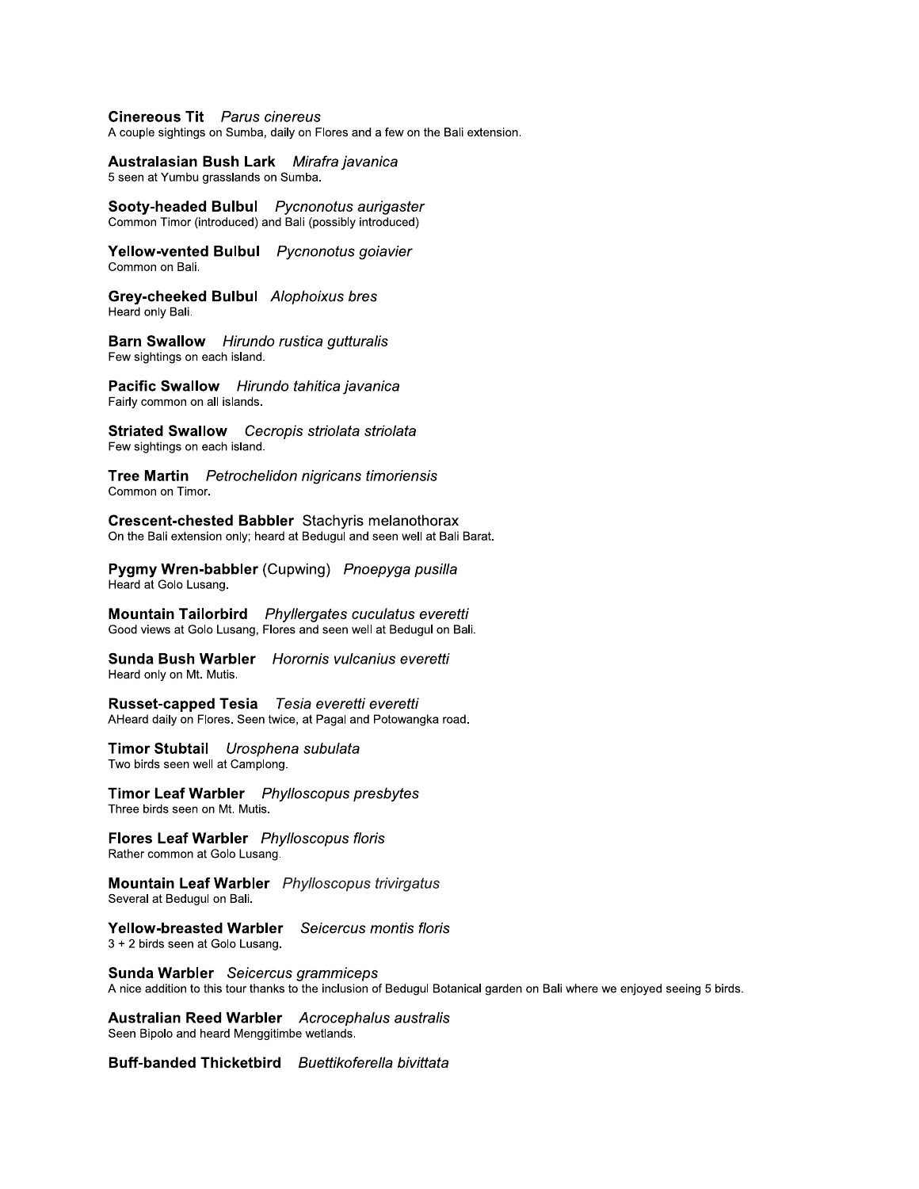**Cinereous Tit** *Parus cinereus*
A couple sightings on Sumba, daily on Flores and a few on the Bali extension.

**Australasian Bush Lark** *Mirafra javanica*
5 seen at Yumbu grasslands on Sumba.

**Sooty-headed Bulbul** *Pycnonotus aurigaster*
Common Timor (introduced) and Bali (possibly introduced)

**Yellow-vented Bulbul** *Pycnonotus goiavier*
Common on Bali.

**Grey-cheeked Bulbul** *Alophoixus bres*
Heard only Bali.

**Barn Swallow** *Hirundo rustica gutturalis*
Few sightings on each island.

**Pacific Swallow** *Hirundo tahitica javanica*
Fairly common on all islands.

**Striated Swallow** *Cecropis striolata striolata*
Few sightings on each island.

**Tree Martin** *Petrochelidon nigricans timoriensis*
Common on Timor.

**Crescent-chested Babbler** Stachyris melanothorax
On the Bali extension only; heard at Bedugul and seen well at Bali Barat.

**Pygmy Wren-babbler** (Cupwing) *Pnoepyga pusilla*
Heard at Golo Lusang.

**Mountain Tailorbird** *Phyllergates cuculatus everetti*
Good views at Golo Lusang, Flores and seen well at Bedugul on Bali.

**Sunda Bush Warbler** *Horornis vulcanius everetti*
Heard only on Mt. Mutis.

**Russet-capped Tesia** *Tesia everetti everetti*
AHeard daily on Flores. Seen twice, at Pagal and Potowangka road.

**Timor Stubtail** *Urosphena subulata*
Two birds seen well at Camplong.

**Timor Leaf Warbler** *Phylloscopus presbytes*
Three birds seen on Mt. Mutis.

**Flores Leaf Warbler** *Phylloscopus floris*
Rather common at Golo Lusang.

**Mountain Leaf Warbler** *Phylloscopus trivirgatus*
Several at Bedugul on Bali.

**Yellow-breasted Warbler** *Seicercus montis floris*
3 + 2 birds seen at Golo Lusang.

**Sunda Warbler** *Seicercus grammiceps*
A nice addition to this tour thanks to the inclusion of Bedugul Botanical garden on Bali where we enjoyed seeing 5 birds.

**Australian Reed Warbler** *Acrocephalus australis*
Seen Bipolo and heard Menggitimbe wetlands.

**Buff-banded Thicketbird** *Buettikoferella bivittata*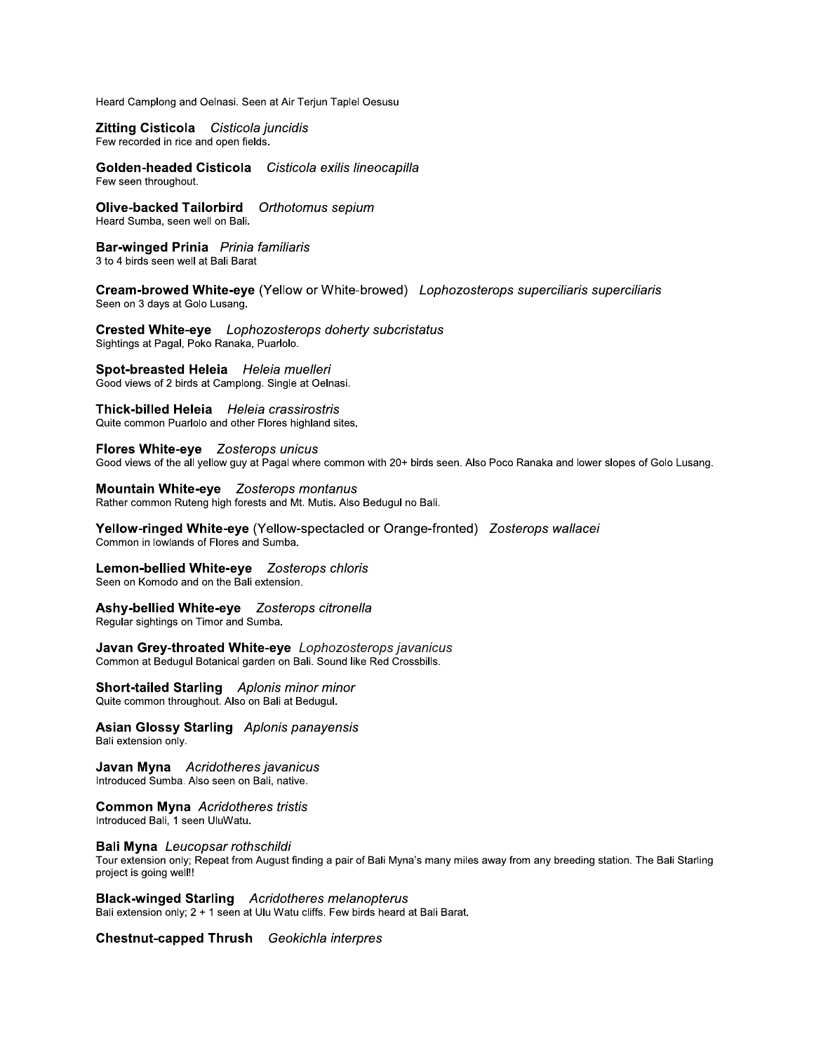Heard Camplong and Oelnasi. Seen at Air Terjun Taplel Oesusu

**Zitting Cisticola** *Cisticola juncidis*
Few recorded in rice and open fields.

**Golden-headed Cisticola** *Cisticola exilis lineocapilla*
Few seen throughout.

**Olive-backed Tailorbird** *Orthotomus sepium*
Heard Sumba, seen well on Bali.

**Bar-winged Prinia** *Prinia familiaris*
3 to 4 birds seen well at Bali Barat

**Cream-browed White-eye** (Yellow or White-browed) *Lophozosterops superciliaris superciliaris*
Seen on 3 days at Golo Lusang.

**Crested White-eye** *Lophozosterops doherty subcristatus*
Sightings at Pagal, Poko Ranaka, Puarlolo.

**Spot-breasted Heleia** *Heleia muelleri*
Good views of 2 birds at Camplong. Single at Oelnasi.

**Thick-billed Heleia** *Heleia crassirostris*
Quite common Puarlolo and other Flores highland sites.

**Flores White-eye** *Zosterops unicus*
Good views of the all yellow guy at Pagal where common with 20+ birds seen. Also Poco Ranaka and lower slopes of Golo Lusang.

**Mountain White-eye** *Zosterops montanus*
Rather common Ruteng high forests and Mt. Mutis. Also Bedugul no Bali.

**Yellow-ringed White-eye** (Yellow-spectacled or Orange-fronted) *Zosterops wallacei*
Common in lowlands of Flores and Sumba.

**Lemon-bellied White-eye** *Zosterops chloris*
Seen on Komodo and on the Bali extension.

**Ashy-bellied White-eye** *Zosterops citronella*
Regular sightings on Timor and Sumba.

**Javan Grey-throated White-eye** *Lophozosterops javanicus*
Common at Bedugul Botanical garden on Bali. Sound like Red Crossbills.

**Short-tailed Starling** *Aplonis minor minor*
Quite common throughout. Also on Bali at Bedugul.

**Asian Glossy Starling** *Aplonis panayensis*
Bali extension only.

**Javan Myna** *Acridotheres javanicus*
Introduced Sumba. Also seen on Bali, native.

**Common Myna** *Acridotheres tristis*
Introduced Bali, 1 seen UluWatu.

**Bali Myna** *Leucopsar rothschildi*
Tour extension only; Repeat from August finding a pair of Bali Myna's many miles away from any breeding station. The Bali Starling project is going well!!

**Black-winged Starling** *Acridotheres melanopterus*
Bali extension only; 2 + 1 seen at Ulu Watu cliffs. Few birds heard at Bali Barat.

**Chestnut-capped Thrush** *Geokichla interpres*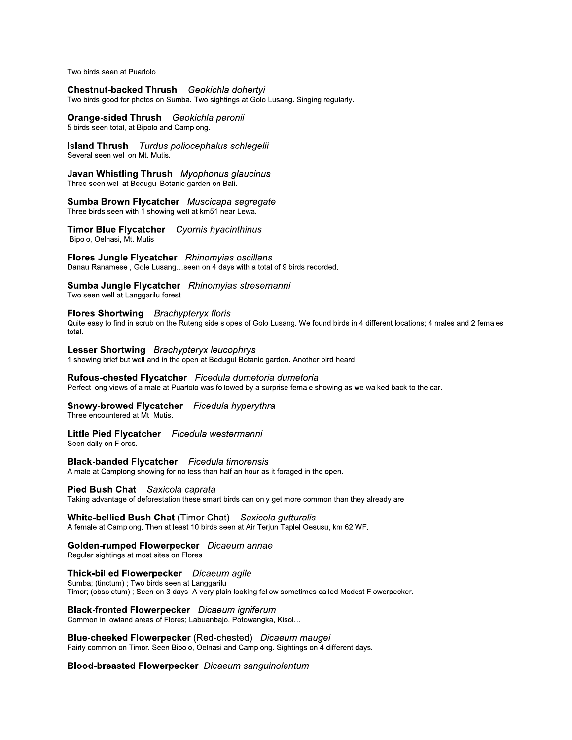Two birds seen at Puarlolo.

**Chestnut-backed Thrush** *Geokichla dohertyi*
Two birds good for photos on Sumba. Two sightings at Golo Lusang. Singing regularly.

**Orange-sided Thrush** *Geokichla peronii*
5 birds seen total, at Bipolo and Camplong.

**Island Thrush** *Turdus poliocephalus schlegelii*
Several seen well on Mt. Mutis.

**Javan Whistling Thrush** *Myophonus glaucinus*
Three seen well at Bedugul Botanic garden on Bali.

**Sumba Brown Flycatcher** *Muscicapa segregate*
Three birds seen with 1 showing well at km51 near Lewa.

**Timor Blue Flycatcher** *Cyornis hyacinthinus*
Bipolo, Oelnasi, Mt. Mutis.

**Flores Jungle Flycatcher** *Rhinomyias oscillans*
Danau Ranamese , Gole Lusang…seen on 4 days with a total of 9 birds recorded.

**Sumba Jungle Flycatcher** *Rhinomyias stresemanni*
Two seen well at Langgarilu forest.

**Flores Shortwing** *Brachypteryx floris*
Quite easy to find in scrub on the Ruteng side slopes of Golo Lusang. We found birds in 4 different locations; 4 males and 2 females total.

**Lesser Shortwing** *Brachypteryx leucophrys*
1 showing brief but well and in the open at Bedugul Botanic garden. Another bird heard.

**Rufous-chested Flycatcher** *Ficedula dumetoria dumetoria*
Perfect long views of a male at Puarlolo was followed by a surprise female showing as we walked back to the car.

**Snowy-browed Flycatcher** *Ficedula hyperythra*
Three encountered at Mt. Mutis.

**Little Pied Flycatcher** *Ficedula westermanni*
Seen daily on Flores.

**Black-banded Flycatcher** *Ficedula timorensis*
A male at Camplong showing for no less than half an hour as it foraged in the open.

**Pied Bush Chat** *Saxicola caprata*
Taking advantage of deforestation these smart birds can only get more common than they already are.

**White-bellied Bush Chat** (Timor Chat) *Saxicola gutturalis*
A female at Camplong. Then at least 10 birds seen at Air Terjun Taplel Oesusu, km 62 WF.

**Golden-rumped Flowerpecker** *Dicaeum annae*
Regular sightings at most sites on Flores.

**Thick-billed Flowerpecker** *Dicaeum agile*
Sumba; (tinctum) ; Two birds seen at Langgarilu
Timor; (obsoletum) ; Seen on 3 days. A very plain looking fellow sometimes called Modest Flowerpecker.

**Black-fronted Flowerpecker** *Dicaeum igniferum*
Common in lowland areas of Flores; Labuanbajo, Potowangka, Kisol…

**Blue-cheeked Flowerpecker** (Red-chested) *Dicaeum maugei*
Fairly common on Timor. Seen Bipolo, Oelnasi and Camplong. Sightings on 4 different days.

**Blood-breasted Flowerpecker** *Dicaeum sanguinolentum*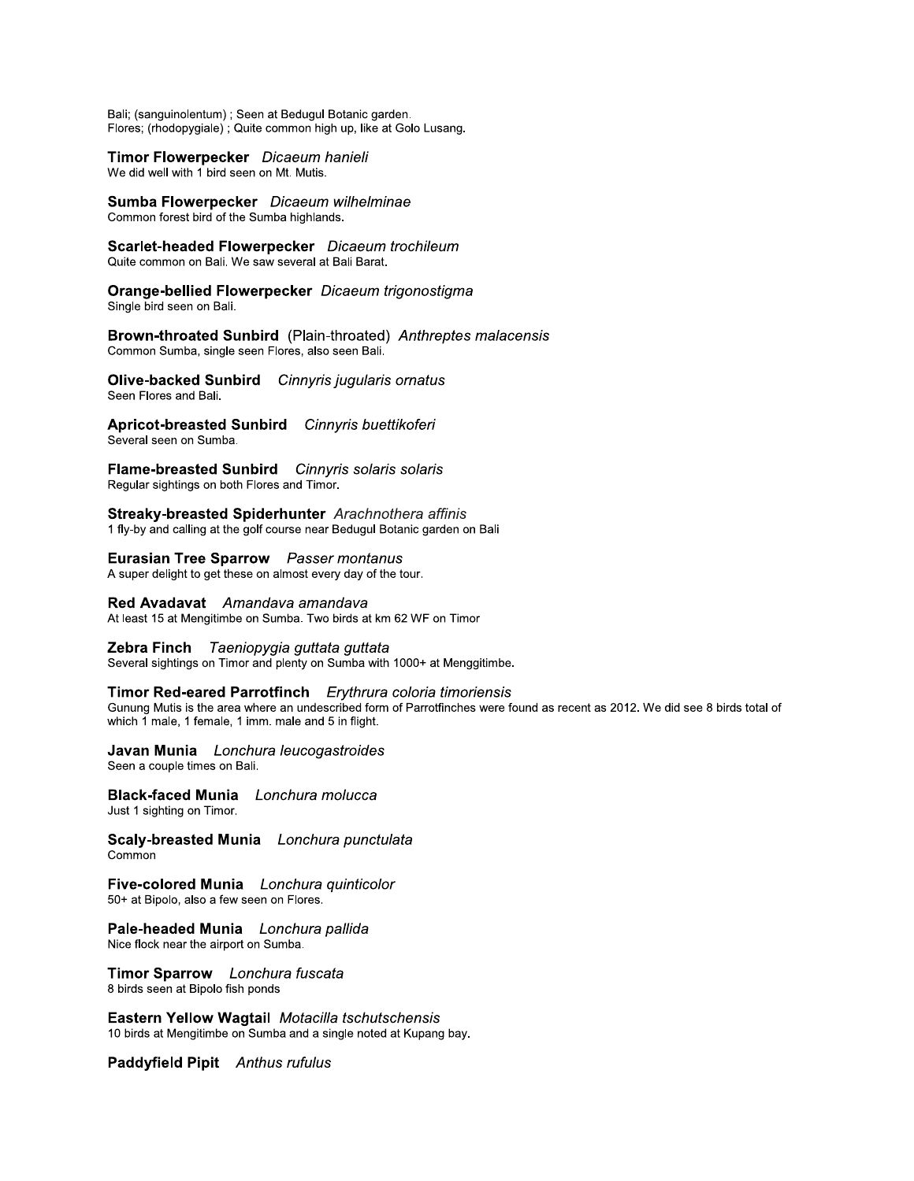Bali; (sanguinolentum) ; Seen at Bedugul Botanic garden.
Flores; (rhodopygiale) ; Quite common high up, like at Golo Lusang.

**Timor Flowerpecker** *Dicaeum hanieli*
We did well with 1 bird seen on Mt. Mutis.

**Sumba Flowerpecker** *Dicaeum wilhelminae*
Common forest bird of the Sumba highlands.

**Scarlet-headed Flowerpecker** *Dicaeum trochileum*
Quite common on Bali. We saw several at Bali Barat.

**Orange-bellied Flowerpecker** *Dicaeum trigonostigma*
Single bird seen on Bali.

**Brown-throated Sunbird** (Plain-throated) *Anthreptes malacensis*
Common Sumba, single seen Flores, also seen Bali.

**Olive-backed Sunbird** *Cinnyris jugularis ornatus*
Seen Flores and Bali.

**Apricot-breasted Sunbird** *Cinnyris buettikoferi*
Several seen on Sumba.

**Flame-breasted Sunbird** *Cinnyris solaris solaris*
Regular sightings on both Flores and Timor.

**Streaky-breasted Spiderhunter** *Arachnothera affinis*
1 fly-by and calling at the golf course near Bedugul Botanic garden on Bali

**Eurasian Tree Sparrow** *Passer montanus*
A super delight to get these on almost every day of the tour.

**Red Avadavat** *Amandava amandava*
At least 15 at Mengitimbe on Sumba. Two birds at km 62 WF on Timor

**Zebra Finch** *Taeniopygia guttata guttata*
Several sightings on Timor and plenty on Sumba with 1000+ at Menggitimbe.

**Timor Red-eared Parrotfinch** *Erythrura coloria timoriensis*
Gunung Mutis is the area where an undescribed form of Parrotfinches were found as recent as 2012. We did see 8 birds total of which 1 male, 1 female, 1 imm. male and 5 in flight.

**Javan Munia** *Lonchura leucogastroides*
Seen a couple times on Bali.

**Black-faced Munia** *Lonchura molucca*
Just 1 sighting on Timor.

**Scaly-breasted Munia** *Lonchura punctulata*
Common

**Five-colored Munia** *Lonchura quinticolor*
50+ at Bipolo, also a few seen on Flores.

**Pale-headed Munia** *Lonchura pallida*
Nice flock near the airport on Sumba.

**Timor Sparrow** *Lonchura fuscata*
8 birds seen at Bipolo fish ponds

**Eastern Yellow Wagtail** *Motacilla tschutschensis*
10 birds at Mengitimbe on Sumba and a single noted at Kupang bay.

**Paddyfield Pipit** *Anthus rufulus*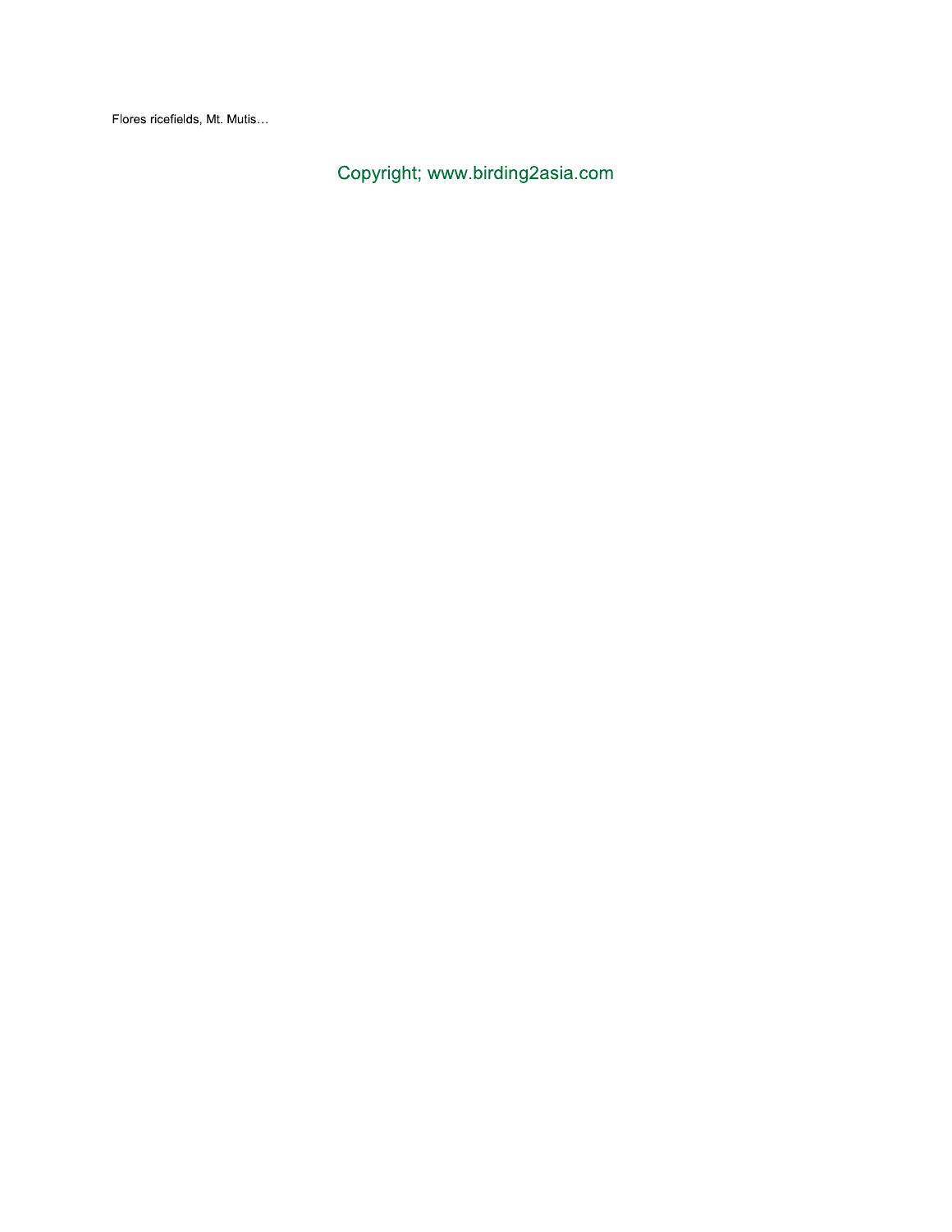Flores ricefields, Mt. Mutis…

Copyright; www.birding2asia.com